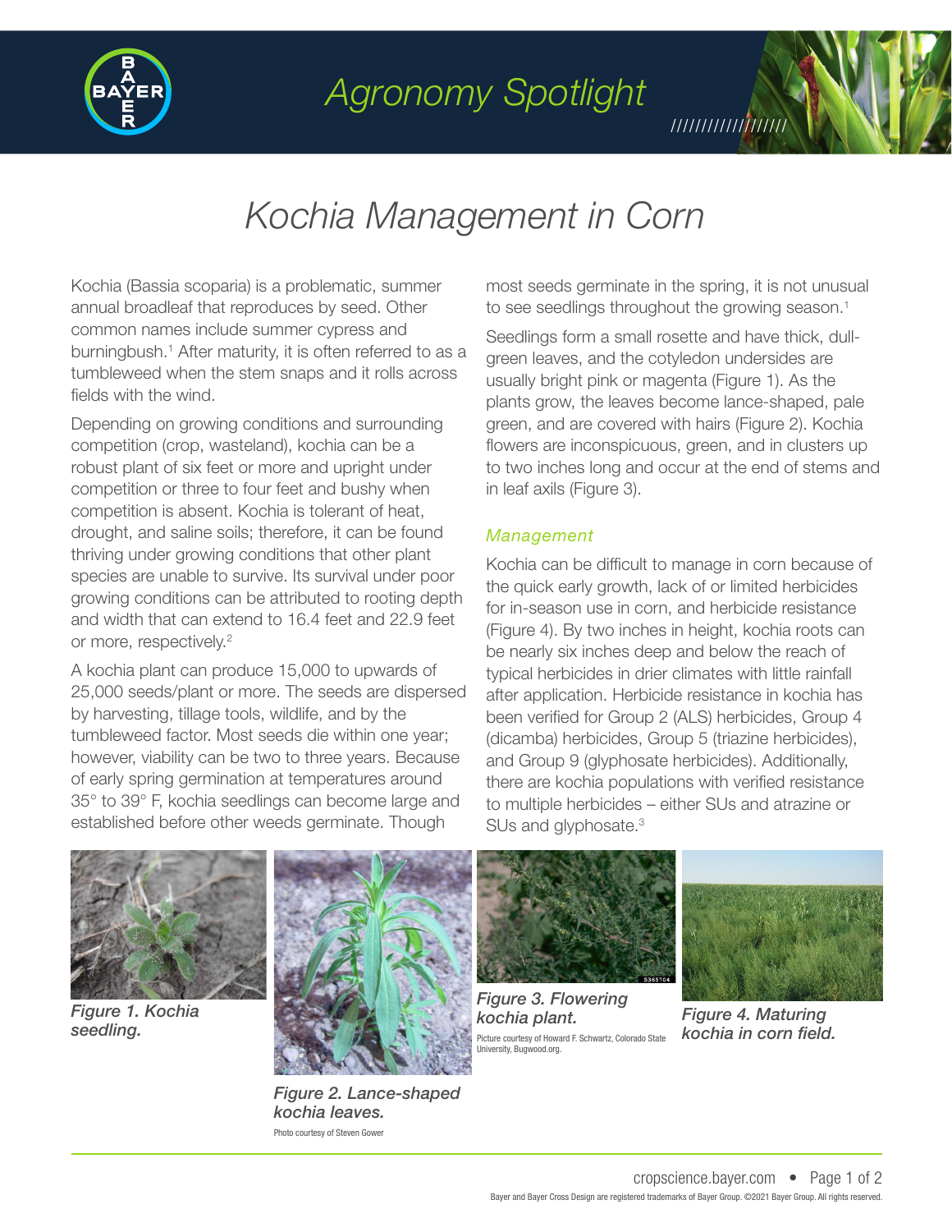# Agronomy Spotlight

# Kochia Management in Corn

Kochia (Bassia scoparia) is a problematic, summer annual broadleaf that reproduces by seed. Other common names include summer cypress and burningbush.[1] After maturity, it is often referred to as a tumbleweed when the stem snaps and it rolls across fields with the wind.

Depending on growing conditions and surrounding competition (crop, wasteland), kochia can be a robust plant of six feet or more and upright under competition or three to four feet and bushy when competition is absent. Kochia is tolerant of heat, drought, and saline soils; therefore, it can be found thriving under growing conditions that other plant species are unable to survive. Its survival under poor growing conditions can be attributed to rooting depth and width that can extend to 16.4 feet and 22.9 feet or more, respectively.[2]

A kochia plant can produce 15,000 to upwards of 25,000 seeds/plant or more. The seeds are dispersed by harvesting, tillage tools, wildlife, and by the tumbleweed factor. Most seeds die within one year; however, viability can be two to three years. Because of early spring germination at temperatures around 35° to 39° F, kochia seedlings can become large and established before other weeds germinate. Though most seeds germinate in the spring, it is not unusual to see seedlings throughout the growing season.[1]

Seedlings form a small rosette and have thick, dull-green leaves, and the cotyledon undersides are usually bright pink or magenta (Figure 1). As the plants grow, the leaves become lance-shaped, pale green, and are covered with hairs (Figure 2). Kochia flowers are inconspicuous, green, and in clusters up to two inches long and occur at the end of stems and in leaf axils (Figure 3).

## *Management*

Kochia can be difficult to manage in corn because of the quick early growth, lack of or limited herbicides for in-season use in corn, and herbicide resistance (Figure 4). By two inches in height, kochia roots can be nearly six inches deep and below the reach of typical herbicides in drier climates with little rainfall after application. Herbicide resistance in kochia has been verified for Group 2 (ALS) herbicides, Group 4 (dicamba) herbicides, Group 5 (triazine herbicides), and Group 9 (glyphosate herbicides). Additionally, there are kochia populations with verified resistance to multiple herbicides – either SUs and atrazine or SUs and glyphosate.[3]

*Figure 1. Kochia seedling.*

*Figure 2. Lance-shaped kochia leaves.*

Photo courtesy of Steven Gower

*Figure 3. Flowering kochia plant.*

Picture courtesy of Howard F. Schwartz, Colorado State University, Bugwood.org.

*Figure 4. Maturing kochia in corn field.*

cropscience.bayer.com

Bayer and Bayer Cross Design are registered trademarks of Bayer Group. ©2021 Bayer Group. All rights reserved.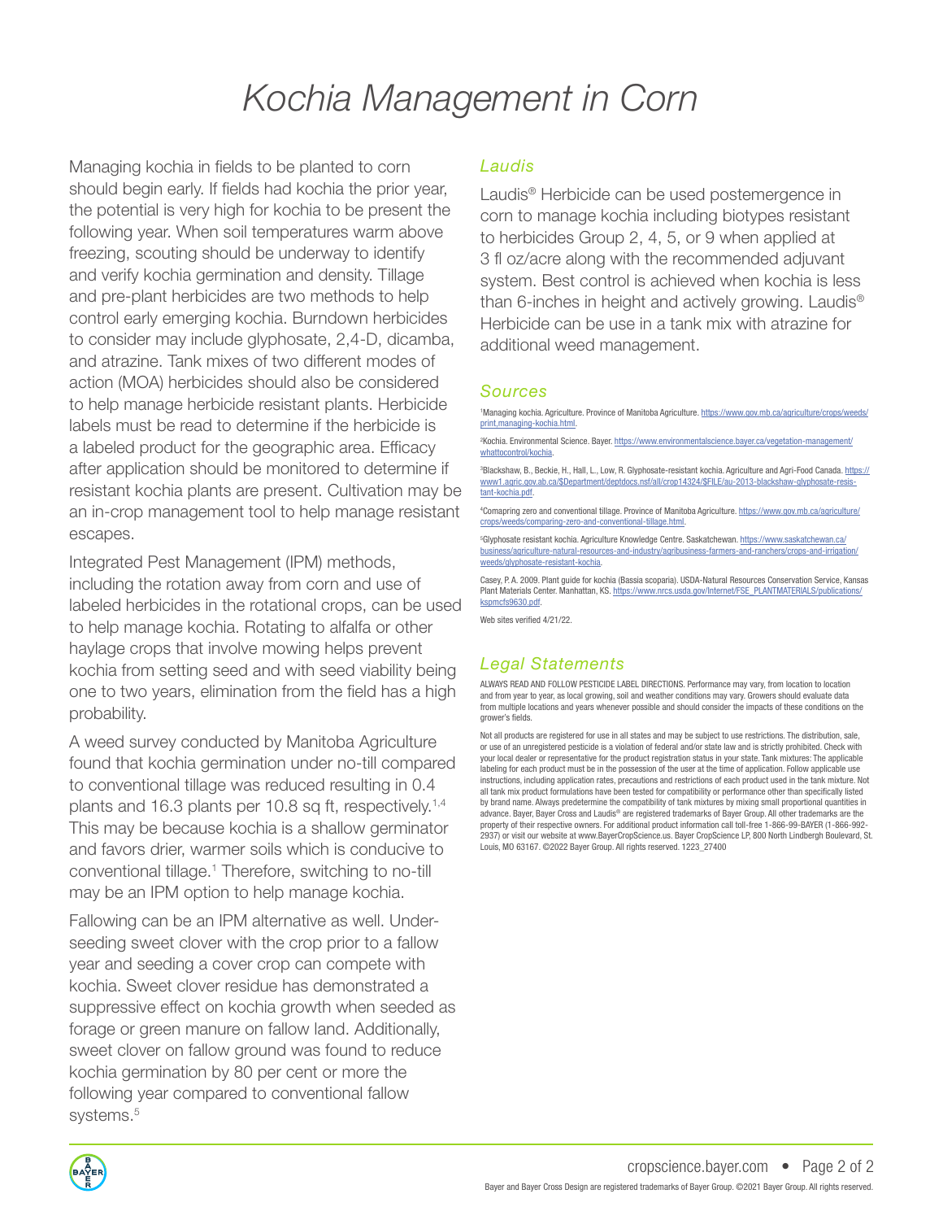# Kochia Management in Corn

Managing kochia in fields to be planted to corn should begin early. If fields had kochia the prior year, the potential is very high for kochia to be present the following year. When soil temperatures warm above freezing, scouting should be underway to identify and verify kochia germination and density. Tillage and pre-plant herbicides are two methods to help control early emerging kochia. Burndown herbicides to consider may include glyphosate, 2,4-D, dicamba, and atrazine. Tank mixes of two different modes of action (MOA) herbicides should also be considered to help manage herbicide resistant plants. Herbicide labels must be read to determine if the herbicide is a labeled product for the geographic area. Efficacy after application should be monitored to determine if resistant kochia plants are present. Cultivation may be an in-crop management tool to help manage resistant escapes.

Integrated Pest Management (IPM) methods, including the rotation away from corn and use of labeled herbicides in the rotational crops, can be used to help manage kochia. Rotating to alfalfa or other haylage crops that involve mowing helps prevent kochia from setting seed and with seed viability being one to two years, elimination from the field has a high probability.

A weed survey conducted by Manitoba Agriculture found that kochia germination under no-till compared to conventional tillage was reduced resulting in 0.4 plants and 16.3 plants per 10.8 sq ft, respectively.[1,4] This may be because kochia is a shallow germinator and favors drier, warmer soils which is conducive to conventional tillage.[1] Therefore, switching to no-till may be an IPM option to help manage kochia.

Fallowing can be an IPM alternative as well. Under-seeding sweet clover with the crop prior to a fallow year and seeding a cover crop can compete with kochia. Sweet clover residue has demonstrated a suppressive effect on kochia growth when seeded as forage or green manure on fallow land. Additionally, sweet clover on fallow ground was found to reduce kochia germination by 80 per cent or more the following year compared to conventional fallow systems.[5]

## Laudis

Laudis® Herbicide can be used postemergence in corn to manage kochia including biotypes resistant to herbicides Group 2, 4, 5, or 9 when applied at 3 fl oz/acre along with the recommended adjuvant system. Best control is achieved when kochia is less than 6-inches in height and actively growing. Laudis® Herbicide can be use in a tank mix with atrazine for additional weed management.

## Sources

[1]Managing kochia. Agriculture. Province of Manitoba Agriculture. https://www.gov.mb.ca/agriculture/crops/weeds/print,managing-kochia.html.

[2]Kochia. Environmental Science. Bayer. https://www.environmentalscience.bayer.ca/vegetation-management/whattocontrol/kochia.

[3]Blackshaw, B., Beckie, H., Hall, L., Low, R. Glyphosate-resistant kochia. Agriculture and Agri-Food Canada. https://www1.agric.gov.ab.ca/$Department/deptdocs.nsf/all/crop14324/$FILE/au-2013-blackshaw-glyphosate-resistant-kochia.pdf.

[4]Comapring zero and conventional tillage. Province of Manitoba Agriculture. https://www.gov.mb.ca/agriculture/crops/weeds/comparing-zero-and-conventional-tillage.html.

[5]Glyphosate resistant kochia. Agriculture Knowledge Centre. Saskatchewan. https://www.saskatchewan.ca/business/agriculture-natural-resources-and-industry/agribusiness-farmers-and-ranchers/crops-and-irrigation/weeds/glyphosate-resistant-kochia.

Casey, P.A. 2009. Plant guide for kochia (Bassia scoparia). USDA-Natural Resources Conservation Service, Kansas Plant Materials Center. Manhattan, KS. https://www.nrcs.usda.gov/Internet/FSE_PLANTMATERIALS/publications/kspmcfs9630.pdf.

Web sites verified 4/21/22.

## Legal Statements

ALWAYS READ AND FOLLOW PESTICIDE LABEL DIRECTIONS. Performance may vary, from location to location and from year to year, as local growing, soil and weather conditions may vary. Growers should evaluate data from multiple locations and years whenever possible and should consider the impacts of these conditions on the grower's fields.

Not all products are registered for use in all states and may be subject to use restrictions. The distribution, sale, or use of an unregistered pesticide is a violation of federal and/or state law and is strictly prohibited. Check with your local dealer or representative for the product registration status in your state. Tank mixtures: The applicable labeling for each product must be in the possession of the user at the time of application. Follow applicable use instructions, including application rates, precautions and restrictions of each product used in the tank mixture. Not all tank mix product formulations have been tested for compatibility or performance other than specifically listed by brand name. Always predetermine the compatibility of tank mixtures by mixing small proportional quantities in advance. Bayer, Bayer Cross and Laudis® are registered trademarks of Bayer Group. All other trademarks are the property of their respective owners. For additional product information call toll-free 1-866-99-BAYER (1-866-992-2937) or visit our website at www.BayerCropScience.us. Bayer CropScience LP, 800 North Lindbergh Boulevard, St. Louis, MO 63167. ©2022 Bayer Group. All rights reserved. 1223_27400

cropscience.bayer.com

Bayer and Bayer Cross Design are registered trademarks of Bayer Group. ©2021 Bayer Group. All rights reserved.